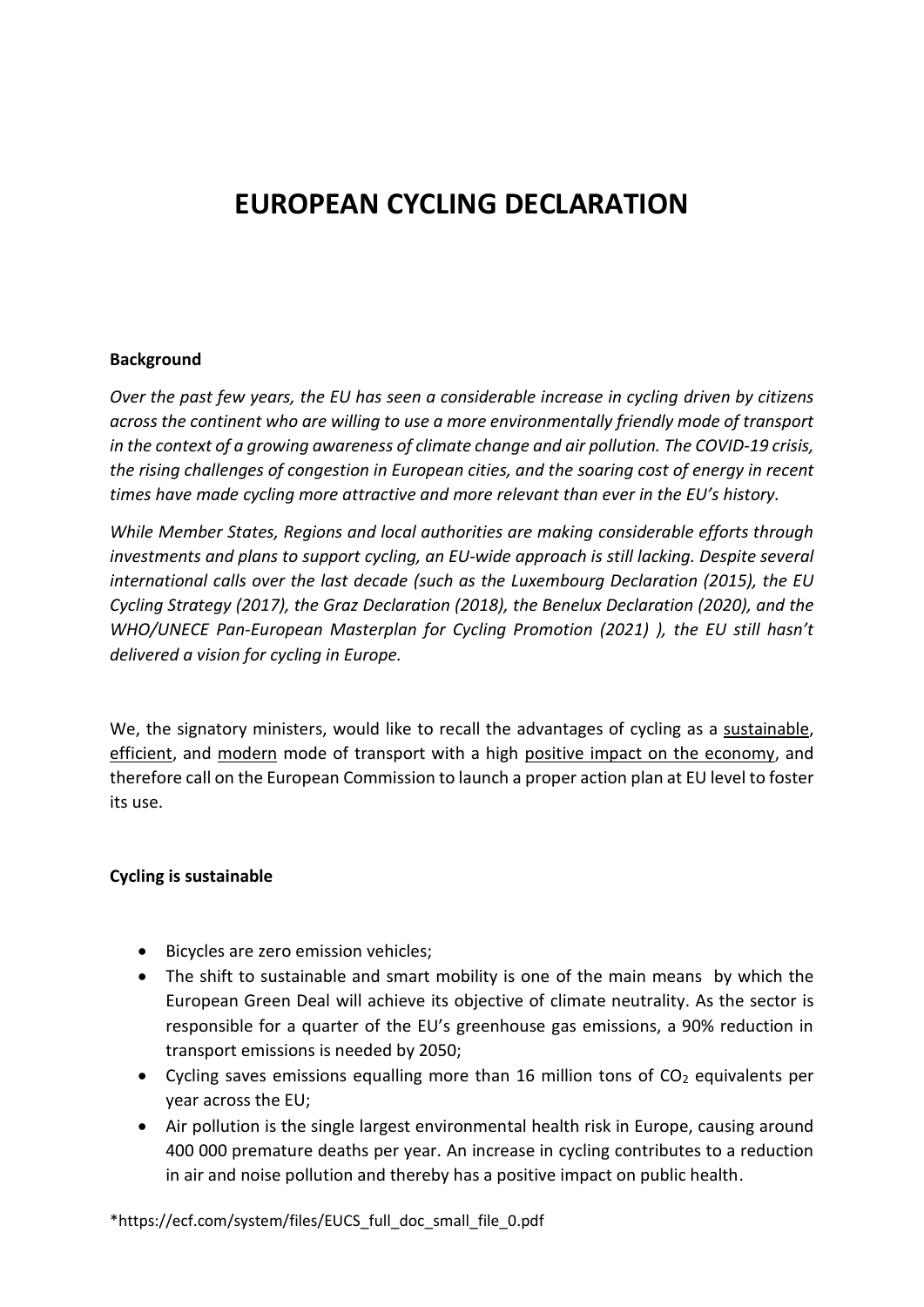# EUROPEAN CYCLING DECLARATION

**Background**

*Over the past few years, the EU has seen a considerable increase in cycling driven by citizens across the continent who are willing to use a more environmentally friendly mode of transport in the context of a growing awareness of climate change and air pollution. The COVID-19 crisis, the rising challenges of congestion in European cities, and the soaring cost of energy in recent times have made cycling more attractive and more relevant than ever in the EU's history.*

*While Member States, Regions and local authorities are making considerable efforts through investments and plans to support cycling, an EU-wide approach is still lacking. Despite several international calls over the last decade (such as the Luxembourg Declaration (2015), the EU Cycling Strategy (2017), the Graz Declaration (2018), the Benelux Declaration (2020), and the WHO/UNECE Pan-European Masterplan for Cycling Promotion (2021) ), the EU still hasn't delivered a vision for cycling in Europe.*

We, the signatory ministers, would like to recall the advantages of cycling as a <u>sustainable</u>, <u>efficient</u>, and <u>modern</u> mode of transport with a high <u>positive impact on the economy</u>, and therefore call on the European Commission to launch a proper action plan at EU level to foster its use.

**Cycling is sustainable**

- Bicycles are zero emission vehicles;
- The shift to sustainable and smart mobility is one of the main means by which the European Green Deal will achieve its objective of climate neutrality. As the sector is responsible for a quarter of the EU's greenhouse gas emissions, a 90% reduction in transport emissions is needed by 2050;
- Cycling saves emissions equalling more than 16 million tons of $CO_2$ equivalents per year across the EU;
- Air pollution is the single largest environmental health risk in Europe, causing around 400 000 premature deaths per year. An increase in cycling contributes to a reduction in air and noise pollution and thereby has a positive impact on public health.

*https://ecf.com/system/files/EUCS_full_doc_small_file_0.pdf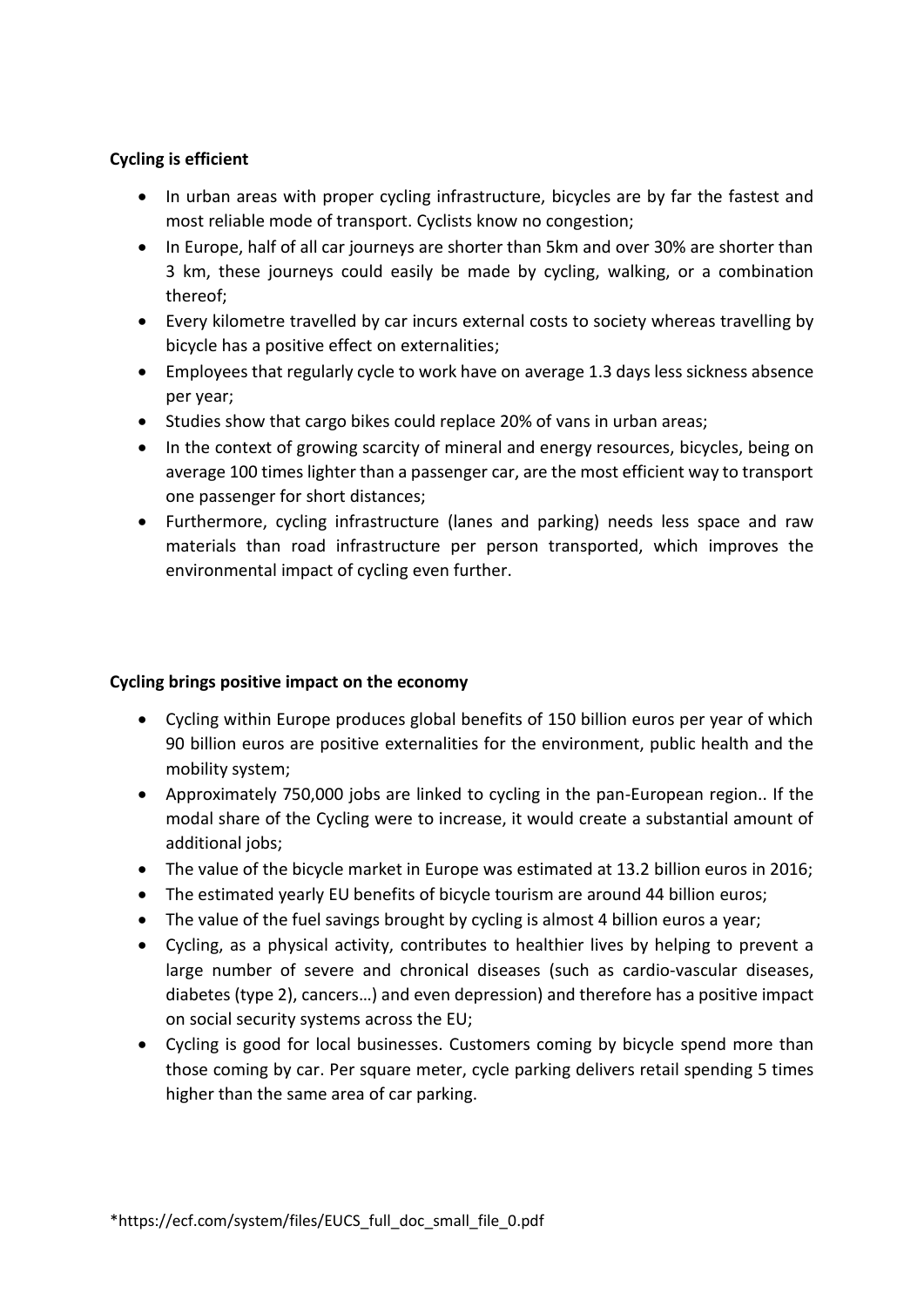**Cycling is efficient**

- In urban areas with proper cycling infrastructure, bicycles are by far the fastest and most reliable mode of transport. Cyclists know no congestion;
- In Europe, half of all car journeys are shorter than 5km and over 30% are shorter than 3 km, these journeys could easily be made by cycling, walking, or a combination thereof;
- Every kilometre travelled by car incurs external costs to society whereas travelling by bicycle has a positive effect on externalities;
- Employees that regularly cycle to work have on average 1.3 days less sickness absence per year;
- Studies show that cargo bikes could replace 20% of vans in urban areas;
- In the context of growing scarcity of mineral and energy resources, bicycles, being on average 100 times lighter than a passenger car, are the most efficient way to transport one passenger for short distances;
- Furthermore, cycling infrastructure (lanes and parking) needs less space and raw materials than road infrastructure per person transported, which improves the environmental impact of cycling even further.

**Cycling brings positive impact on the economy**

- Cycling within Europe produces global benefits of 150 billion euros per year of which 90 billion euros are positive externalities for the environment, public health and the mobility system;
- Approximately 750,000 jobs are linked to cycling in the pan-European region.. If the modal share of the Cycling were to increase, it would create a substantial amount of additional jobs;
- The value of the bicycle market in Europe was estimated at 13.2 billion euros in 2016;
- The estimated yearly EU benefits of bicycle tourism are around 44 billion euros;
- The value of the fuel savings brought by cycling is almost 4 billion euros a year;
- Cycling, as a physical activity, contributes to healthier lives by helping to prevent a large number of severe and chronical diseases (such as cardio-vascular diseases, diabetes (type 2), cancers…) and even depression) and therefore has a positive impact on social security systems across the EU;
- Cycling is good for local businesses. Customers coming by bicycle spend more than those coming by car. Per square meter, cycle parking delivers retail spending 5 times higher than the same area of car parking.

*https://ecf.com/system/files/EUCS_full_doc_small_file_0.pdf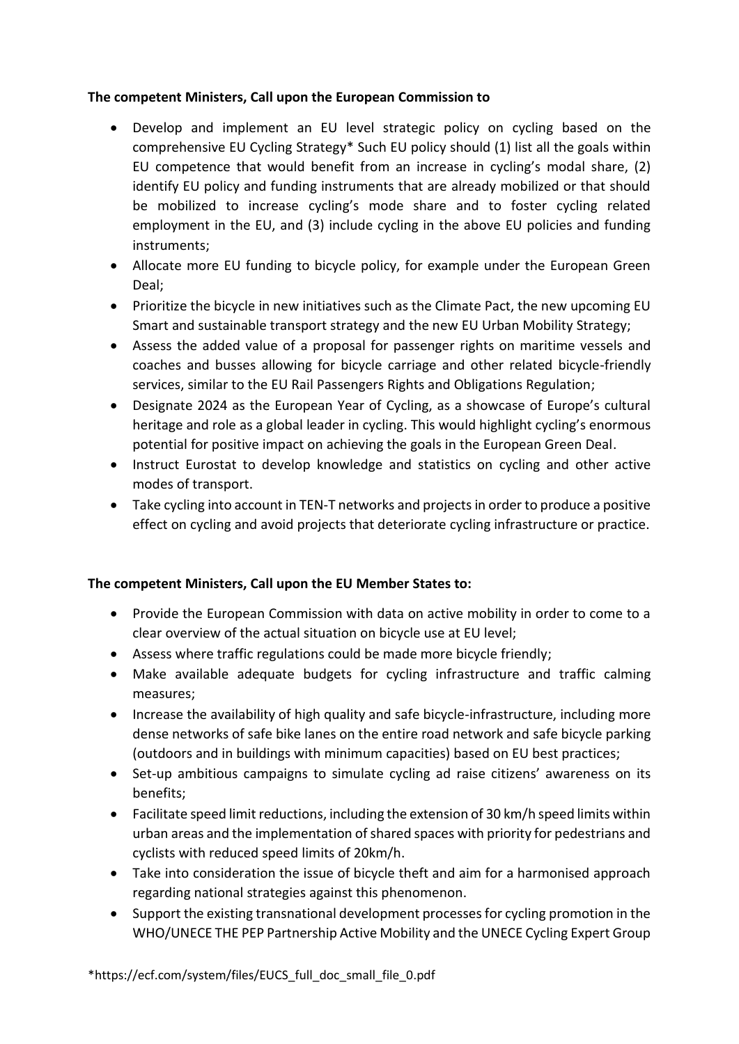**The competent Ministers, Call upon the European Commission to**

- Develop and implement an EU level strategic policy on cycling based on the comprehensive EU Cycling Strategy* Such EU policy should (1) list all the goals within EU competence that would benefit from an increase in cycling's modal share, (2) identify EU policy and funding instruments that are already mobilized or that should be mobilized to increase cycling's mode share and to foster cycling related employment in the EU, and (3) include cycling in the above EU policies and funding instruments;
- Allocate more EU funding to bicycle policy, for example under the European Green Deal;
- Prioritize the bicycle in new initiatives such as the Climate Pact, the new upcoming EU Smart and sustainable transport strategy and the new EU Urban Mobility Strategy;
- Assess the added value of a proposal for passenger rights on maritime vessels and coaches and busses allowing for bicycle carriage and other related bicycle-friendly services, similar to the EU Rail Passengers Rights and Obligations Regulation;
- Designate 2024 as the European Year of Cycling, as a showcase of Europe's cultural heritage and role as a global leader in cycling. This would highlight cycling's enormous potential for positive impact on achieving the goals in the European Green Deal.
- Instruct Eurostat to develop knowledge and statistics on cycling and other active modes of transport.
- Take cycling into account in TEN-T networks and projects in order to produce a positive effect on cycling and avoid projects that deteriorate cycling infrastructure or practice.

**The competent Ministers, Call upon the EU Member States to:**

- Provide the European Commission with data on active mobility in order to come to a clear overview of the actual situation on bicycle use at EU level;
- Assess where traffic regulations could be made more bicycle friendly;
- Make available adequate budgets for cycling infrastructure and traffic calming measures;
- Increase the availability of high quality and safe bicycle-infrastructure, including more dense networks of safe bike lanes on the entire road network and safe bicycle parking (outdoors and in buildings with minimum capacities) based on EU best practices;
- Set-up ambitious campaigns to simulate cycling ad raise citizens' awareness on its benefits;
- Facilitate speed limit reductions, including the extension of 30 km/h speed limits within urban areas and the implementation of shared spaces with priority for pedestrians and cyclists with reduced speed limits of 20km/h.
- Take into consideration the issue of bicycle theft and aim for a harmonised approach regarding national strategies against this phenomenon.
- Support the existing transnational development processes for cycling promotion in the WHO/UNECE THE PEP Partnership Active Mobility and the UNECE Cycling Expert Group

*https://ecf.com/system/files/EUCS_full_doc_small_file_0.pdf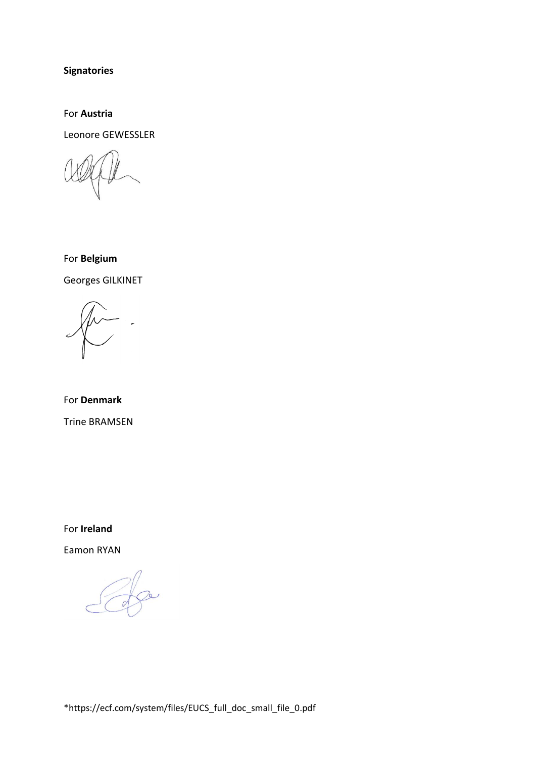**Signatories**

For **Austria**

Leonore GEWESSLER

For **Belgium**

Georges GILKINET

For **Denmark**

Trine BRAMSEN

For **Ireland**

Eamon RYAN

*https://ecf.com/system/files/EUCS_full_doc_small_file_0.pdf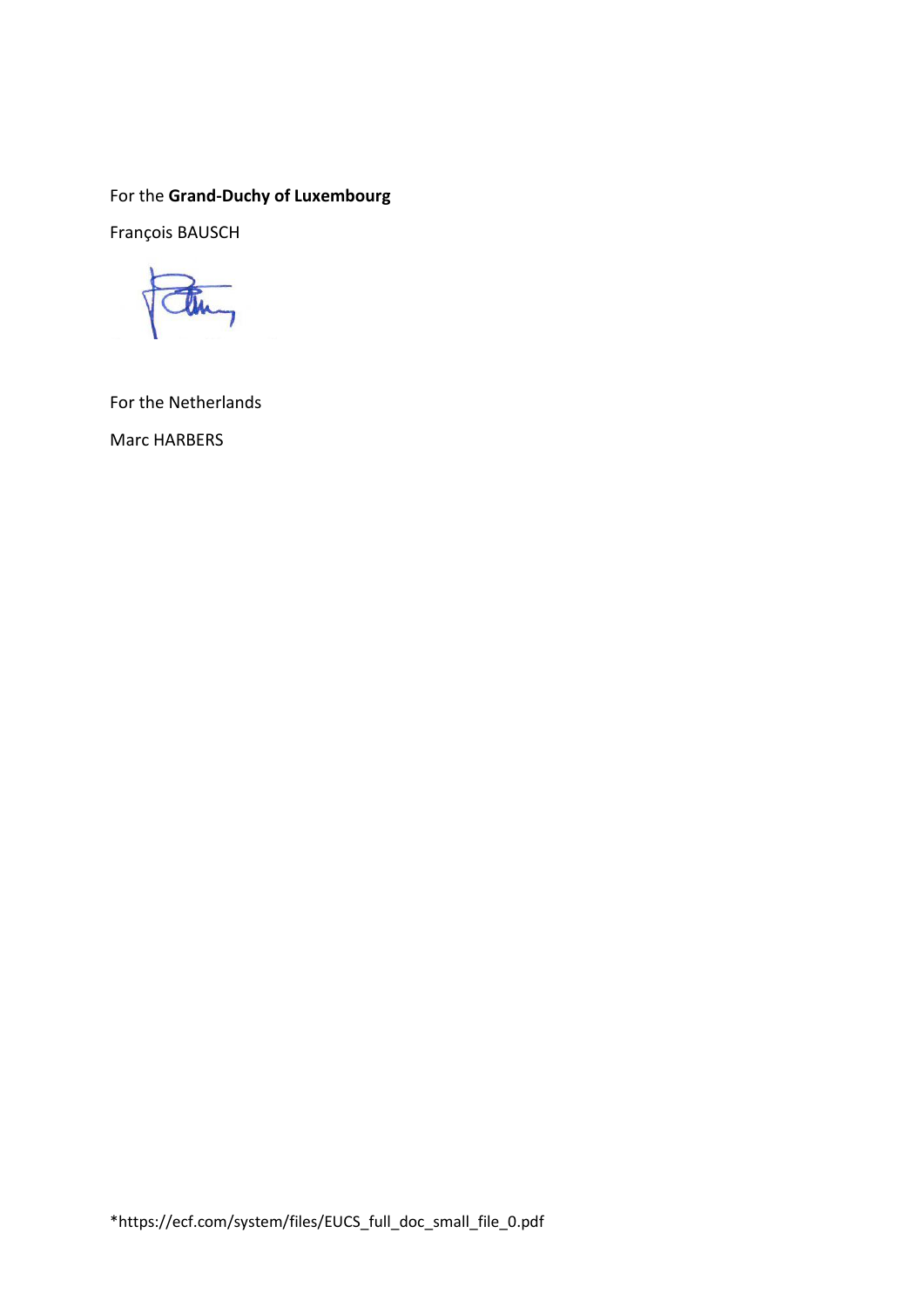For the **Grand-Duchy of Luxembourg**

François BAUSCH

For the Netherlands

Marc HARBERS

*https://ecf.com/system/files/EUCS_full_doc_small_file_0.pdf